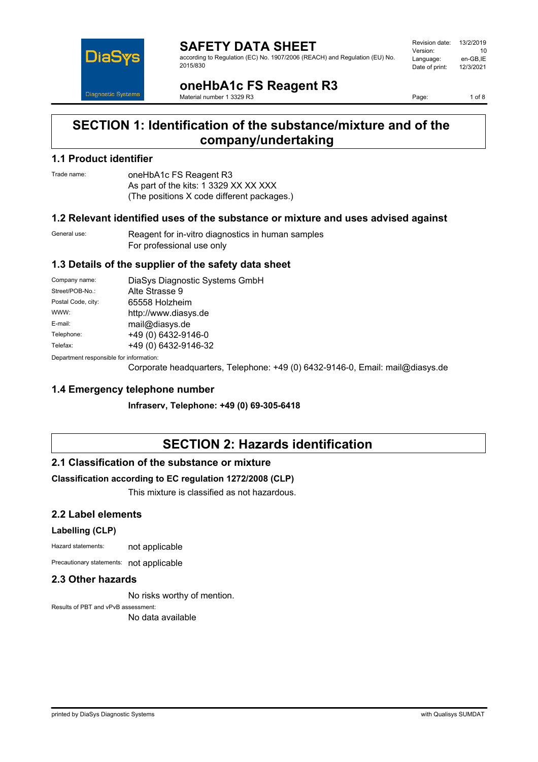# SAFETY DATA SHEET

according to Regulation (EC) No. 1907/2006 (REACH) and Regulation (EU) No. 2015/830

| | |
|---|---|
| Revision date: | 13/2/2019 |
| Version: | 10 |
| Language: | en-GB,IE |
| Date of print: | 12/3/2021 |

# oneHbA1c FS Reagent R3

Material number 1 3329 R3

## SECTION 1: Identification of the substance/mixture and of the company/undertaking

### 1.1 Product identifier

Trade name: oneHbA1c FS Reagent R3
As part of the kits: 1 3329 XX XX XXX
(The positions X code different packages.)

### 1.2 Relevant identified uses of the substance or mixture and uses advised against

General use: Reagent for in-vitro diagnostics in human samples
For professional use only

### 1.3 Details of the supplier of the safety data sheet

| | |
|---|---|
| Company name: | DiaSys Diagnostic Systems GmbH |
| Street/POB-No.: | Alte Strasse 9 |
| Postal Code, city: | 65558 Holzheim |
| WWW: | http://www.diasys.de |
| E-mail: | mail@diasys.de |
| Telephone: | +49 (0) 6432-9146-0 |
| Telefax: | +49 (0) 6432-9146-32 |

Department responsible for information:
Corporate headquarters, Telephone: +49 (0) 6432-9146-0, Email: mail@diasys.de

### 1.4 Emergency telephone number

**Infraserv, Telephone: +49 (0) 69-305-6418**

## SECTION 2: Hazards identification

### 2.1 Classification of the substance or mixture

**Classification according to EC regulation 1272/2008 (CLP)**

This mixture is classified as not hazardous.

### 2.2 Label elements

**Labelling (CLP)**

Hazard statements: not applicable

Precautionary statements: not applicable

### 2.3 Other hazards

No risks worthy of mention.

Results of PBT and vPvB assessment:
No data available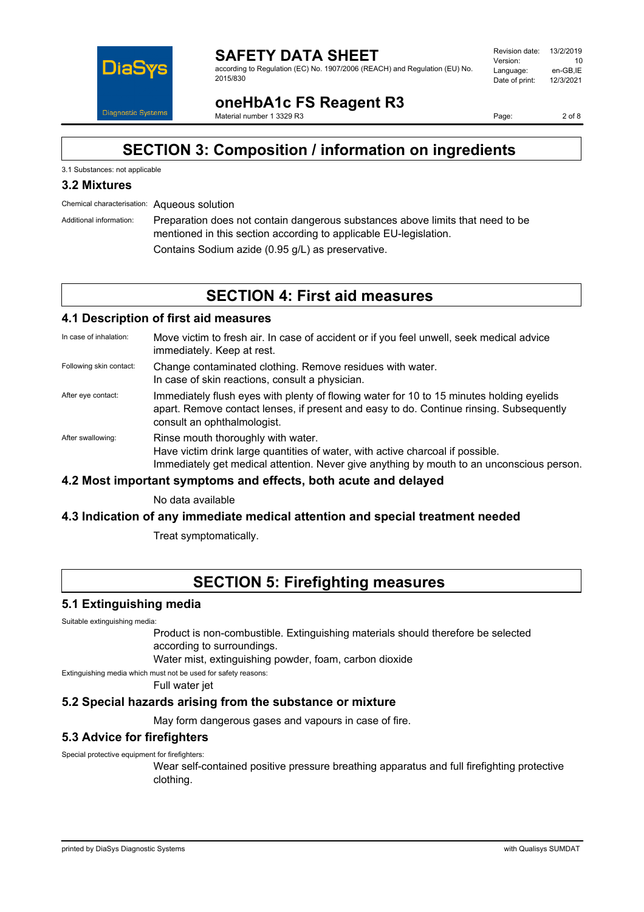## SECTION 3: Composition / information on ingredients

3.1 Substances: not applicable

### 3.2 Mixtures

Chemical characterisation: Aqueous solution

Additional information: Preparation does not contain dangerous substances above limits that need to be mentioned in this section according to applicable EU-legislation.

Contains Sodium azide (0.95 g/L) as preservative.

## SECTION 4: First aid measures

### 4.1 Description of first aid measures

In case of inhalation: Move victim to fresh air. In case of accident or if you feel unwell, seek medical advice immediately. Keep at rest.

Following skin contact: Change contaminated clothing. Remove residues with water.
In case of skin reactions, consult a physician.

After eye contact: Immediately flush eyes with plenty of flowing water for 10 to 15 minutes holding eyelids apart. Remove contact lenses, if present and easy to do. Continue rinsing. Subsequently consult an ophthalmologist.

After swallowing: Rinse mouth thoroughly with water.
Have victim drink large quantities of water, with active charcoal if possible.
Immediately get medical attention. Never give anything by mouth to an unconscious person.

### 4.2 Most important symptoms and effects, both acute and delayed

No data available

### 4.3 Indication of any immediate medical attention and special treatment needed

Treat symptomatically.

## SECTION 5: Firefighting measures

### 5.1 Extinguishing media

Suitable extinguishing media:

Product is non-combustible. Extinguishing materials should therefore be selected according to surroundings.

Water mist, extinguishing powder, foam, carbon dioxide

Extinguishing media which must not be used for safety reasons:

Full water jet

### 5.2 Special hazards arising from the substance or mixture

May form dangerous gases and vapours in case of fire.

### 5.3 Advice for firefighters

Special protective equipment for firefighters:

Wear self-contained positive pressure breathing apparatus and full firefighting protective clothing.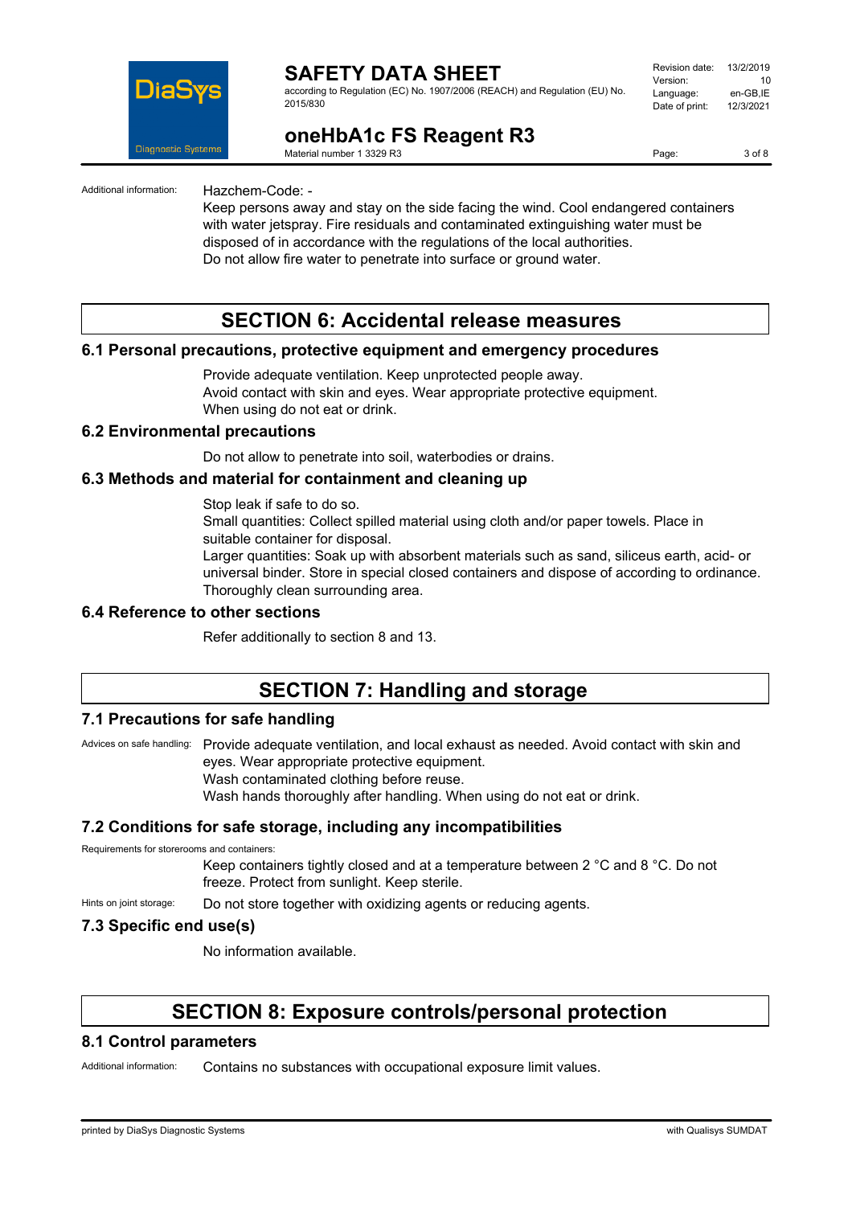Additional information: Hazchem-Code: -

Keep persons away and stay on the side facing the wind. Cool endangered containers with water jetspray. Fire residuals and contaminated extinguishing water must be disposed of in accordance with the regulations of the local authorities.
Do not allow fire water to penetrate into surface or ground water.

# SECTION 6: Accidental release measures

## 6.1 Personal precautions, protective equipment and emergency procedures

Provide adequate ventilation. Keep unprotected people away.
Avoid contact with skin and eyes. Wear appropriate protective equipment.
When using do not eat or drink.

## 6.2 Environmental precautions

Do not allow to penetrate into soil, waterbodies or drains.

## 6.3 Methods and material for containment and cleaning up

Stop leak if safe to do so.
Small quantities: Collect spilled material using cloth and/or paper towels. Place in suitable container for disposal.
Larger quantities: Soak up with absorbent materials such as sand, siliceus earth, acid- or universal binder. Store in special closed containers and dispose of according to ordinance.
Thoroughly clean surrounding area.

## 6.4 Reference to other sections

Refer additionally to section 8 and 13.

# SECTION 7: Handling and storage

## 7.1 Precautions for safe handling

Advices on safe handling: Provide adequate ventilation, and local exhaust as needed. Avoid contact with skin and eyes. Wear appropriate protective equipment.
Wash contaminated clothing before reuse.
Wash hands thoroughly after handling. When using do not eat or drink.

## 7.2 Conditions for safe storage, including any incompatibilities

Requirements for storerooms and containers:

Keep containers tightly closed and at a temperature between 2 °C and 8 °C. Do not freeze. Protect from sunlight. Keep sterile.

Hints on joint storage: Do not store together with oxidizing agents or reducing agents.

## 7.3 Specific end use(s)

No information available.

# SECTION 8: Exposure controls/personal protection

## 8.1 Control parameters

Additional information: Contains no substances with occupational exposure limit values.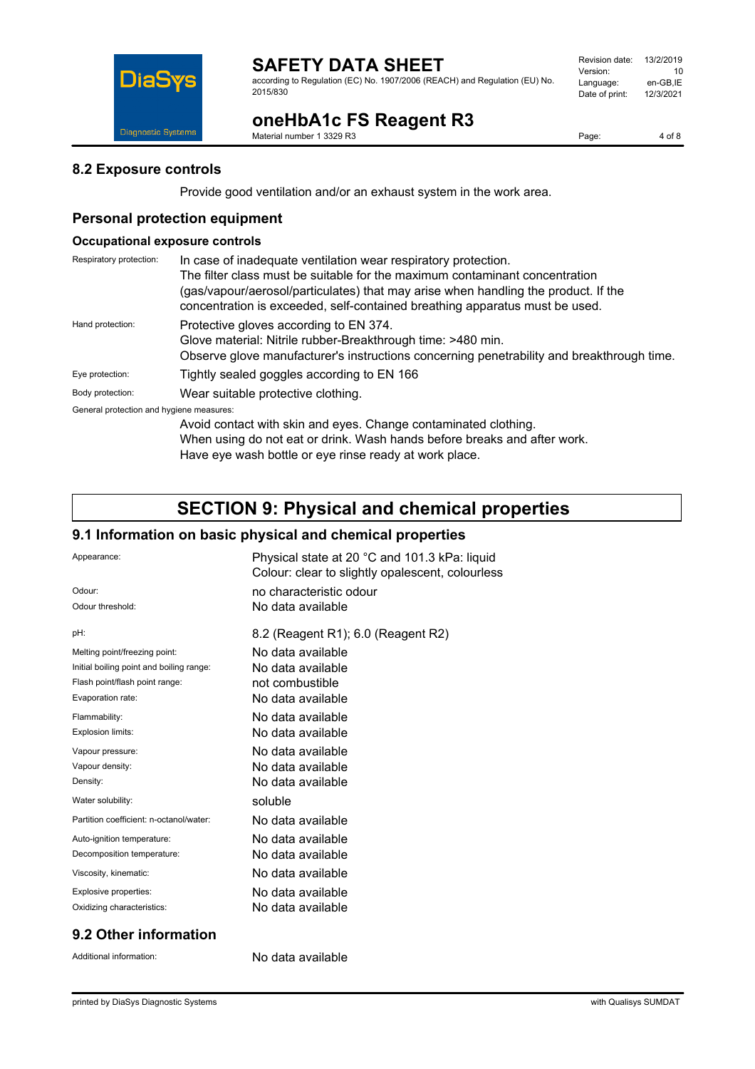## 8.2 Exposure controls

Provide good ventilation and/or an exhaust system in the work area.

## Personal protection equipment

### Occupational exposure controls

| | |
|---|---|
| Respiratory protection: | In case of inadequate ventilation wear respiratory protection. The filter class must be suitable for the maximum contaminant concentration (gas/vapour/aerosol/particulates) that may arise when handling the product. If the concentration is exceeded, self-contained breathing apparatus must be used. |
| Hand protection: | Protective gloves according to EN 374. Glove material: Nitrile rubber-Breakthrough time: >480 min. Observe glove manufacturer's instructions concerning penetrability and breakthrough time. |
| Eye protection: | Tightly sealed goggles according to EN 166 |
| Body protection: | Wear suitable protective clothing. |

General protection and hygiene measures:

Avoid contact with skin and eyes. Change contaminated clothing.
When using do not eat or drink. Wash hands before breaks and after work.
Have eye wash bottle or eye rinse ready at work place.

# SECTION 9: Physical and chemical properties

## 9.1 Information on basic physical and chemical properties

| | |
|---|---|
| Appearance: | Physical state at 20 °C and 101.3 kPa: liquid<br>Colour: clear to slightly opalescent, colourless |
| Odour: | no characteristic odour |
| Odour threshold: | No data available |
| pH: | 8.2 (Reagent R1); 6.0 (Reagent R2) |
| Melting point/freezing point: | No data available |
| Initial boiling point and boiling range: | No data available |
| Flash point/flash point range: | not combustible |
| Evaporation rate: | No data available |
| Flammability: | No data available |
| Explosion limits: | No data available |
| Vapour pressure: | No data available |
| Vapour density: | No data available |
| Density: | No data available |
| Water solubility: | soluble |
| Partition coefficient: n-octanol/water: | No data available |
| Auto-ignition temperature: | No data available |
| Decomposition temperature: | No data available |
| Viscosity, kinematic: | No data available |
| Explosive properties: | No data available |
| Oxidizing characteristics: | No data available |

## 9.2 Other information

| | |
|---|---|
| Additional information: | No data available |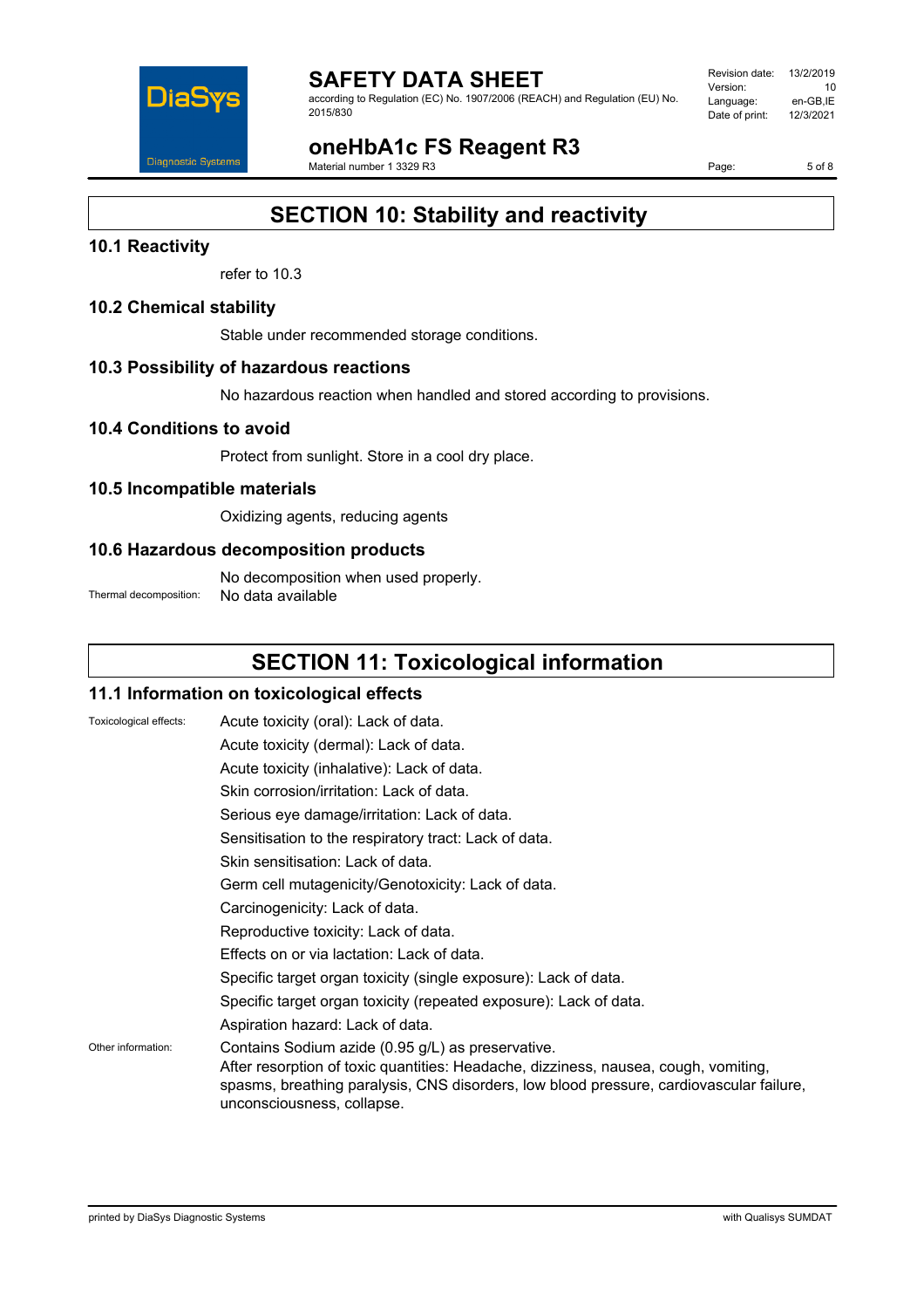# SECTION 10: Stability and reactivity

## 10.1 Reactivity

refer to 10.3

## 10.2 Chemical stability

Stable under recommended storage conditions.

## 10.3 Possibility of hazardous reactions

No hazardous reaction when handled and stored according to provisions.

## 10.4 Conditions to avoid

Protect from sunlight. Store in a cool dry place.

## 10.5 Incompatible materials

Oxidizing agents, reducing agents

## 10.6 Hazardous decomposition products

No decomposition when used properly.

Thermal decomposition: No data available

# SECTION 11: Toxicological information

## 11.1 Information on toxicological effects

Toxicological effects:

Acute toxicity (oral): Lack of data.

Acute toxicity (dermal): Lack of data.

Acute toxicity (inhalative): Lack of data.

Skin corrosion/irritation: Lack of data.

Serious eye damage/irritation: Lack of data.

Sensitisation to the respiratory tract: Lack of data.

Skin sensitisation: Lack of data.

Germ cell mutagenicity/Genotoxicity: Lack of data.

Carcinogenicity: Lack of data.

Reproductive toxicity: Lack of data.

Effects on or via lactation: Lack of data.

Specific target organ toxicity (single exposure): Lack of data.

Specific target organ toxicity (repeated exposure): Lack of data.

Aspiration hazard: Lack of data.

Other information:

Contains Sodium azide (0.95 g/L) as preservative.
After resorption of toxic quantities: Headache, dizziness, nausea, cough, vomiting, spasms, breathing paralysis, CNS disorders, low blood pressure, cardiovascular failure, unconsciousness, collapse.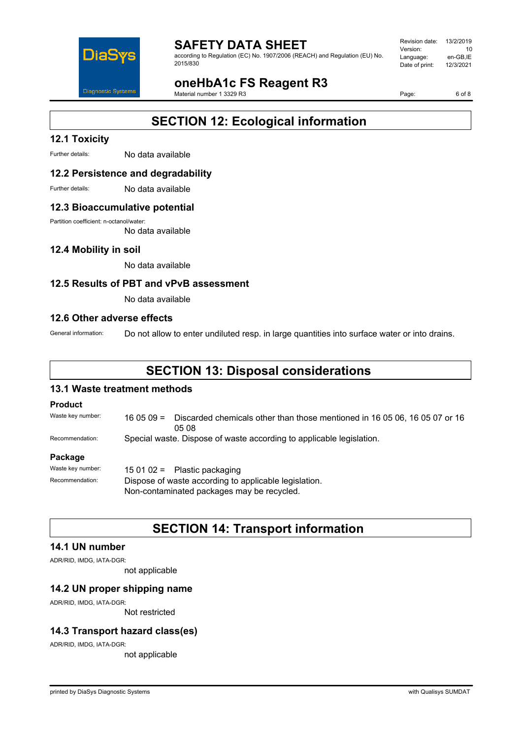## SECTION 12: Ecological information

### 12.1 Toxicity

Further details: No data available

### 12.2 Persistence and degradability

Further details: No data available

### 12.3 Bioaccumulative potential

Partition coefficient: n-octanol/water:

No data available

### 12.4 Mobility in soil

No data available

### 12.5 Results of PBT and vPvB assessment

No data available

### 12.6 Other adverse effects

General information: Do not allow to enter undiluted resp. in large quantities into surface water or into drains.

## SECTION 13: Disposal considerations

### 13.1 Waste treatment methods

**Product**

Waste key number: 16 05 09 = Discarded chemicals other than those mentioned in 16 05 06, 16 05 07 or 16 05 08

Recommendation: Special waste. Dispose of waste according to applicable legislation.

**Package**

Waste key number: 15 01 02 = Plastic packaging

Recommendation: Dispose of waste according to applicable legislation.
Non-contaminated packages may be recycled.

## SECTION 14: Transport information

### 14.1 UN number

ADR/RID, IMDG, IATA-DGR:

not applicable

### 14.2 UN proper shipping name

ADR/RID, IMDG, IATA-DGR:

Not restricted

### 14.3 Transport hazard class(es)

ADR/RID, IMDG, IATA-DGR:

not applicable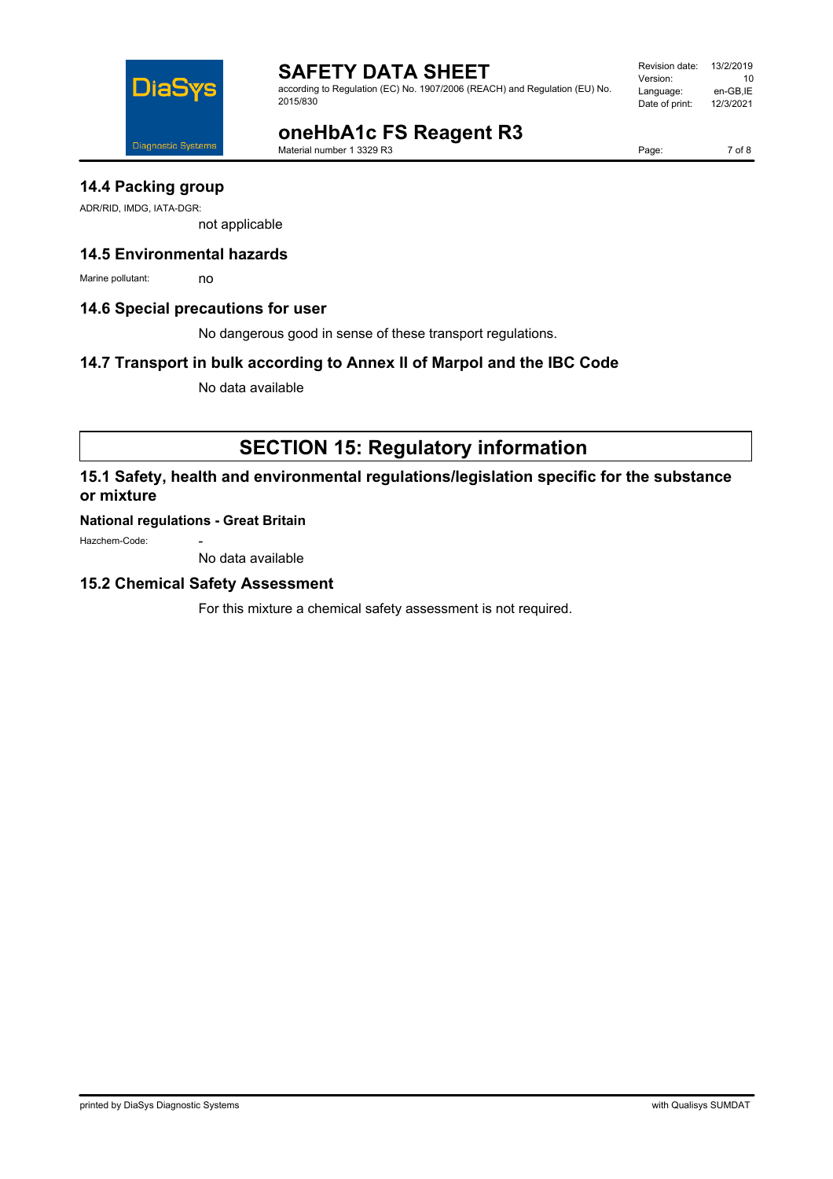## 14.4 Packing group

ADR/RID, IMDG, IATA-DGR:

not applicable

## 14.5 Environmental hazards

Marine pollutant: no

## 14.6 Special precautions for user

No dangerous good in sense of these transport regulations.

## 14.7 Transport in bulk according to Annex II of Marpol and the IBC Code

No data available

# SECTION 15: Regulatory information

## 15.1 Safety, health and environmental regulations/legislation specific for the substance or mixture

**National regulations - Great Britain**

Hazchem-Code: -

No data available

## 15.2 Chemical Safety Assessment

For this mixture a chemical safety assessment is not required.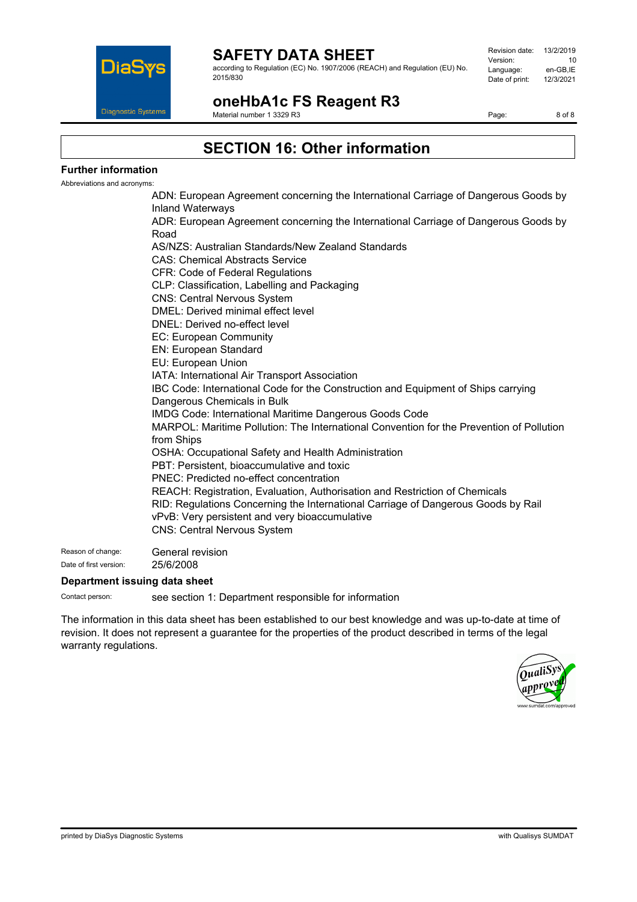# SECTION 16: Other information

### Further information

Abbreviations and acronyms:

ADN: European Agreement concerning the International Carriage of Dangerous Goods by Inland Waterways
ADR: European Agreement concerning the International Carriage of Dangerous Goods by Road
AS/NZS: Australian Standards/New Zealand Standards
CAS: Chemical Abstracts Service
CFR: Code of Federal Regulations
CLP: Classification, Labelling and Packaging
CNS: Central Nervous System
DMEL: Derived minimal effect level
DNEL: Derived no-effect level
EC: European Community
EN: European Standard
EU: European Union
IATA: International Air Transport Association
IBC Code: International Code for the Construction and Equipment of Ships carrying Dangerous Chemicals in Bulk
IMDG Code: International Maritime Dangerous Goods Code
MARPOL: Maritime Pollution: The International Convention for the Prevention of Pollution from Ships
OSHA: Occupational Safety and Health Administration
PBT: Persistent, bioaccumulative and toxic
PNEC: Predicted no-effect concentration
REACH: Registration, Evaluation, Authorisation and Restriction of Chemicals
RID: Regulations Concerning the International Carriage of Dangerous Goods by Rail
vPvB: Very persistent and very bioaccumulative
CNS: Central Nervous System

Reason of change: General revision

Date of first version: 25/6/2008

### Department issuing data sheet

Contact person: see section 1: Department responsible for information

The information in this data sheet has been established to our best knowledge and was up-to-date at time of revision. It does not represent a guarantee for the properties of the product described in terms of the legal warranty regulations.